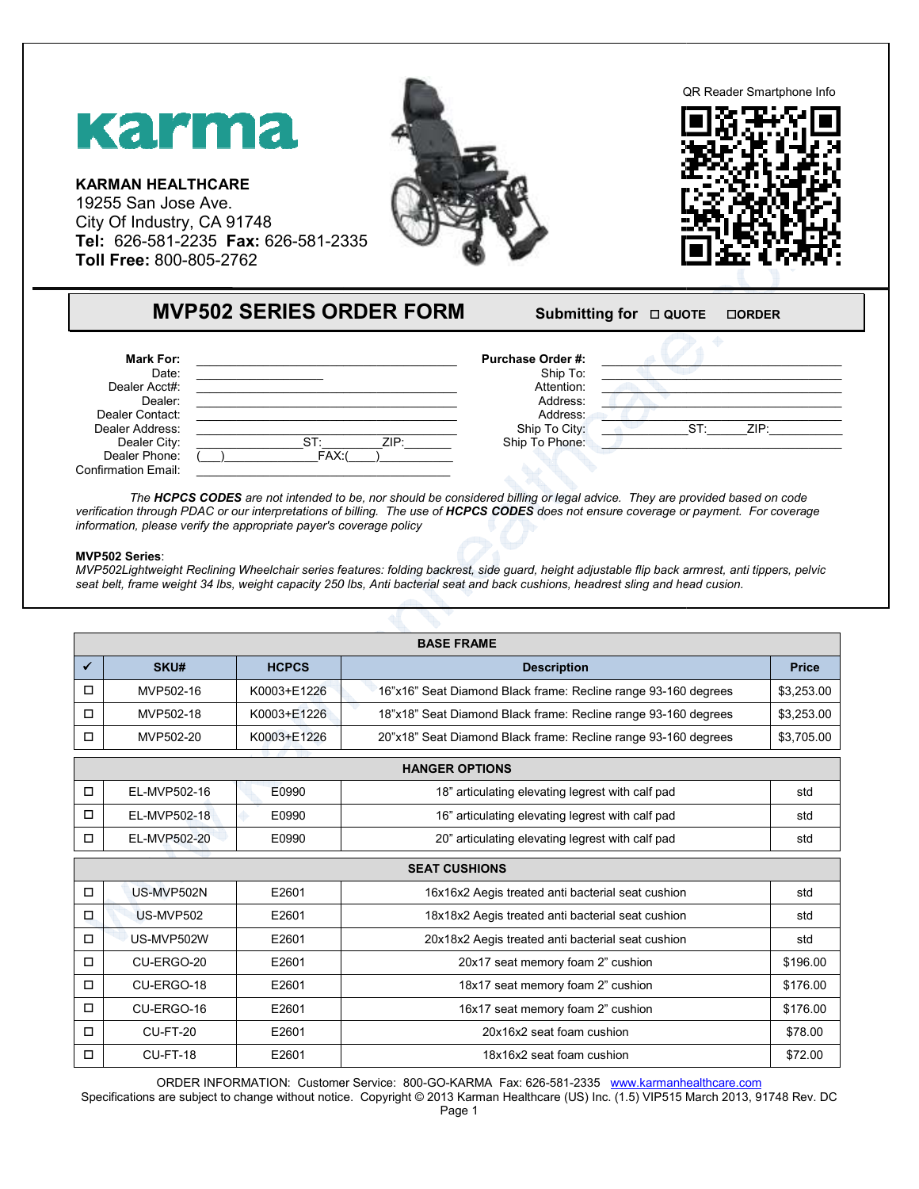**karma**

**KARMAN HEALTHCARE**
19255 San Jose Ave.
City Of Industry, CA 91748
**Tel:** 626-581-2235 **Fax:** 626-581-2335
**Toll Free:** 800-805-2762

QR Reader Smartphone Info

# MVP502 SERIES ORDER FORM

**Submitting for** ☐ **QUOTE** ☐**ORDER**

**Mark For:** ____________________
Date: ____________
Dealer Acct#: ____________________
Dealer: ____________________
Dealer Contact: ____________________
Dealer Address: ____________________
Dealer City: ____________ ST: ________ ZIP: ________
Dealer Phone: (___)____________ FAX:(___)__________
Confirmation Email: ____________________

**Purchase Order #:** ____________________
Ship To: ____________________
Attention: ____________________
Address: ____________________
Address: ____________________
Ship To City: ____________ ST: ______ ZIP: __________
Ship To Phone: ____________________

*The **HCPCS CODES** are not intended to be, nor should be considered billing or legal advice. They are provided based on code verification through PDAC or our interpretations of billing. The use of **HCPCS CODES** does not ensure coverage or payment. For coverage information, please verify the appropriate payer's coverage policy*

**MVP502 Series**:
*MVP502Lightweight Reclining Wheelchair series features: folding backrest, side guard, height adjustable flip back armrest, anti tippers, pelvic seat belt, frame weight 34 lbs, weight capacity 250 lbs, Anti bacterial seat and back cushions, headrest sling and head cusion.*

| ✔ | SKU# | HCPCS | Description | Price |
|---|---|---|---|---|
| | | | **BASE FRAME** | |
| ☐ | MVP502-16 | K0003+E1226 | 16”x16” Seat Diamond Black frame: Recline range 93-160 degrees | $3,253.00 |
| ☐ | MVP502-18 | K0003+E1226 | 18”x18” Seat Diamond Black frame: Recline range 93-160 degrees | $3,253.00 |
| ☐ | MVP502-20 | K0003+E1226 | 20”x18” Seat Diamond Black frame: Recline range 93-160 degrees | $3,705.00 |
| | | | **HANGER OPTIONS** | |
| ☐ | EL-MVP502-16 | E0990 | 18” articulating elevating legrest with calf pad | std |
| ☐ | EL-MVP502-18 | E0990 | 16” articulating elevating legrest with calf pad | std |
| ☐ | EL-MVP502-20 | E0990 | 20” articulating elevating legrest with calf pad | std |
| | | | **SEAT CUSHIONS** | |
| ☐ | US-MVP502N | E2601 | 16x16x2 Aegis treated anti bacterial seat cushion | std |
| ☐ | US-MVP502 | E2601 | 18x18x2 Aegis treated anti bacterial seat cushion | std |
| ☐ | US-MVP502W | E2601 | 20x18x2 Aegis treated anti bacterial seat cushion | std |
| ☐ | CU-ERGO-20 | E2601 | 20x17 seat memory foam 2” cushion | $196.00 |
| ☐ | CU-ERGO-18 | E2601 | 18x17 seat memory foam 2” cushion | $176.00 |
| ☐ | CU-ERGO-16 | E2601 | 16x17 seat memory foam 2” cushion | $176.00 |
| ☐ | CU-FT-20 | E2601 | 20x16x2 seat foam cushion | $78.00 |
| ☐ | CU-FT-18 | E2601 | 18x16x2 seat foam cushion | $72.00 |

ORDER INFORMATION: Customer Service: 800-GO-KARMA Fax: 626-581-2335 www.karmanhealthcare.com
Specifications are subject to change without notice. Copyright © 2013 Karman Healthcare (US) Inc. (1.5) VIP515 March 2013, 91748 Rev. DC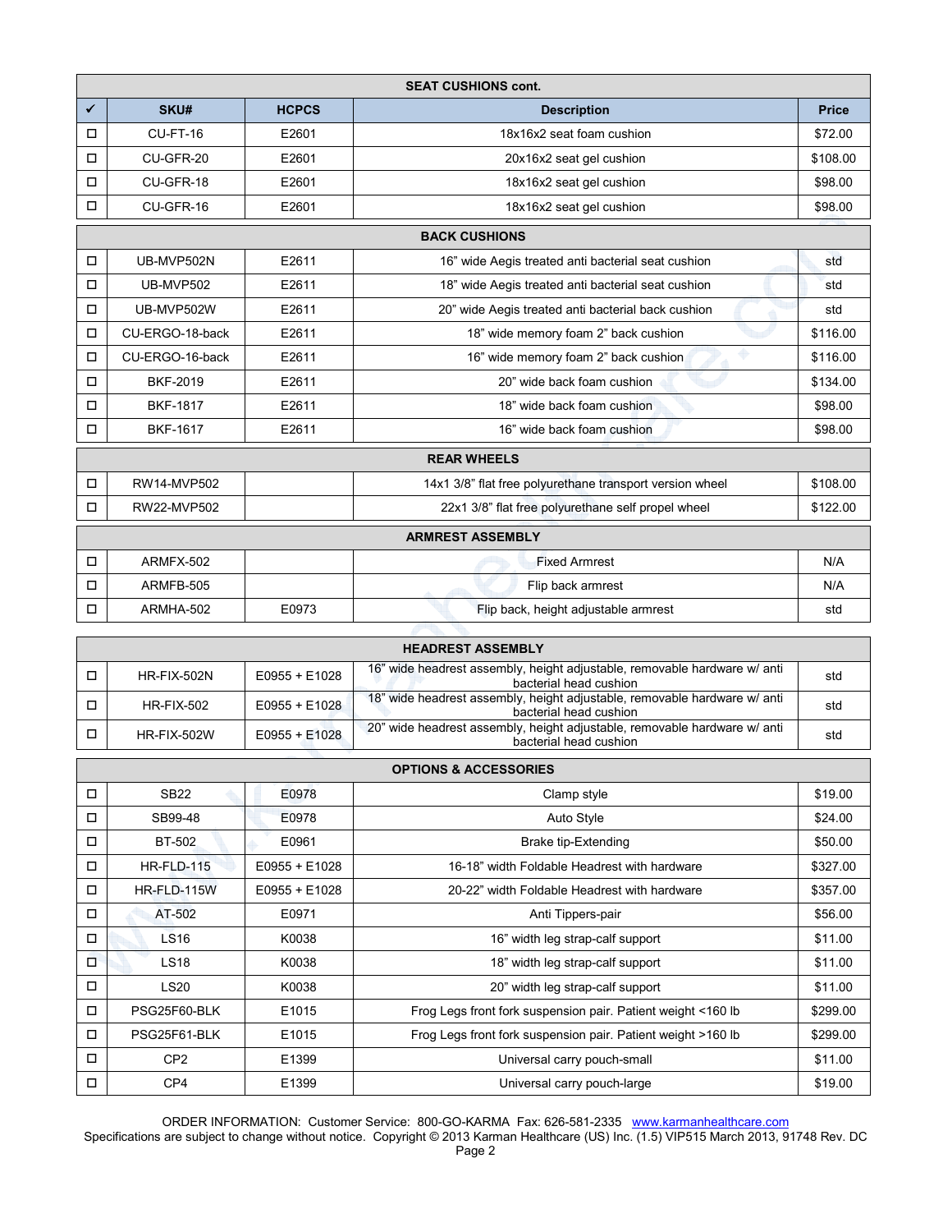| ✔ | SKU# | HCPCS | Description | Price |
|---|---|---|---|---|
| **SEAT CUSHIONS cont.** | | | | |
| ☐ | CU-FT-16 | E2601 | 18x16x2 seat foam cushion | $72.00 |
| ☐ | CU-GFR-20 | E2601 | 20x16x2 seat gel cushion | $108.00 |
| ☐ | CU-GFR-18 | E2601 | 18x16x2 seat gel cushion | $98.00 |
| ☐ | CU-GFR-16 | E2601 | 18x16x2 seat gel cushion | $98.00 |
| **BACK CUSHIONS** | | | | |
| ☐ | UB-MVP502N | E2611 | 16" wide Aegis treated anti bacterial seat cushion | std |
| ☐ | UB-MVP502 | E2611 | 18" wide Aegis treated anti bacterial seat cushion | std |
| ☐ | UB-MVP502W | E2611 | 20" wide Aegis treated anti bacterial back cushion | std |
| ☐ | CU-ERGO-18-back | E2611 | 18" wide memory foam 2" back cushion | $116.00 |
| ☐ | CU-ERGO-16-back | E2611 | 16" wide memory foam 2" back cushion | $116.00 |
| ☐ | BKF-2019 | E2611 | 20" wide back foam cushion | $134.00 |
| ☐ | BKF-1817 | E2611 | 18" wide back foam cushion | $98.00 |
| ☐ | BKF-1617 | E2611 | 16" wide back foam cushion | $98.00 |
| **REAR WHEELS** | | | | |
| ☐ | RW14-MVP502 | | 14x1 3/8" flat free polyurethane transport version wheel | $108.00 |
| ☐ | RW22-MVP502 | | 22x1 3/8" flat free polyurethane self propel wheel | $122.00 |
| **ARMREST ASSEMBLY** | | | | |
| ☐ | ARMFX-502 | | Fixed Armrest | N/A |
| ☐ | ARMFB-505 | | Flip back armrest | N/A |
| ☐ | ARMHA-502 | E0973 | Flip back, height adjustable armrest | std |
| **HEADREST ASSEMBLY** | | | | |
| ☐ | HR-FIX-502N | E0955 + E1028 | 16" wide headrest assembly, height adjustable, removable hardware w/ anti bacterial head cushion | std |
| ☐ | HR-FIX-502 | E0955 + E1028 | 18" wide headrest assembly, height adjustable, removable hardware w/ anti bacterial head cushion | std |
| ☐ | HR-FIX-502W | E0955 + E1028 | 20" wide headrest assembly, height adjustable, removable hardware w/ anti bacterial head cushion | std |
| **OPTIONS & ACCESSORIES** | | | | |
| ☐ | SB22 | E0978 | Clamp style | $19.00 |
| ☐ | SB99-48 | E0978 | Auto Style | $24.00 |
| ☐ | BT-502 | E0961 | Brake tip-Extending | $50.00 |
| ☐ | HR-FLD-115 | E0955 + E1028 | 16-18" width Foldable Headrest with hardware | $327.00 |
| ☐ | HR-FLD-115W | E0955 + E1028 | 20-22" width Foldable Headrest with hardware | $357.00 |
| ☐ | AT-502 | E0971 | Anti Tippers-pair | $56.00 |
| ☐ | LS16 | K0038 | 16" width leg strap-calf support | $11.00 |
| ☐ | LS18 | K0038 | 18" width leg strap-calf support | $11.00 |
| ☐ | LS20 | K0038 | 20" width leg strap-calf support | $11.00 |
| ☐ | PSG25F60-BLK | E1015 | Frog Legs front fork suspension pair. Patient weight <160 lb | $299.00 |
| ☐ | PSG25F61-BLK | E1015 | Frog Legs front fork suspension pair. Patient weight >160 lb | $299.00 |
| ☐ | CP2 | E1399 | Universal carry pouch-small | $11.00 |
| ☐ | CP4 | E1399 | Universal carry pouch-large | $19.00 |

ORDER INFORMATION: Customer Service: 800-GO-KARMA Fax: 626-581-2335 www.karmanhealthcare.com
Specifications are subject to change without notice. Copyright © 2013 Karman Healthcare (US) Inc. (1.5) VIP515 March 2013, 91748 Rev. DC